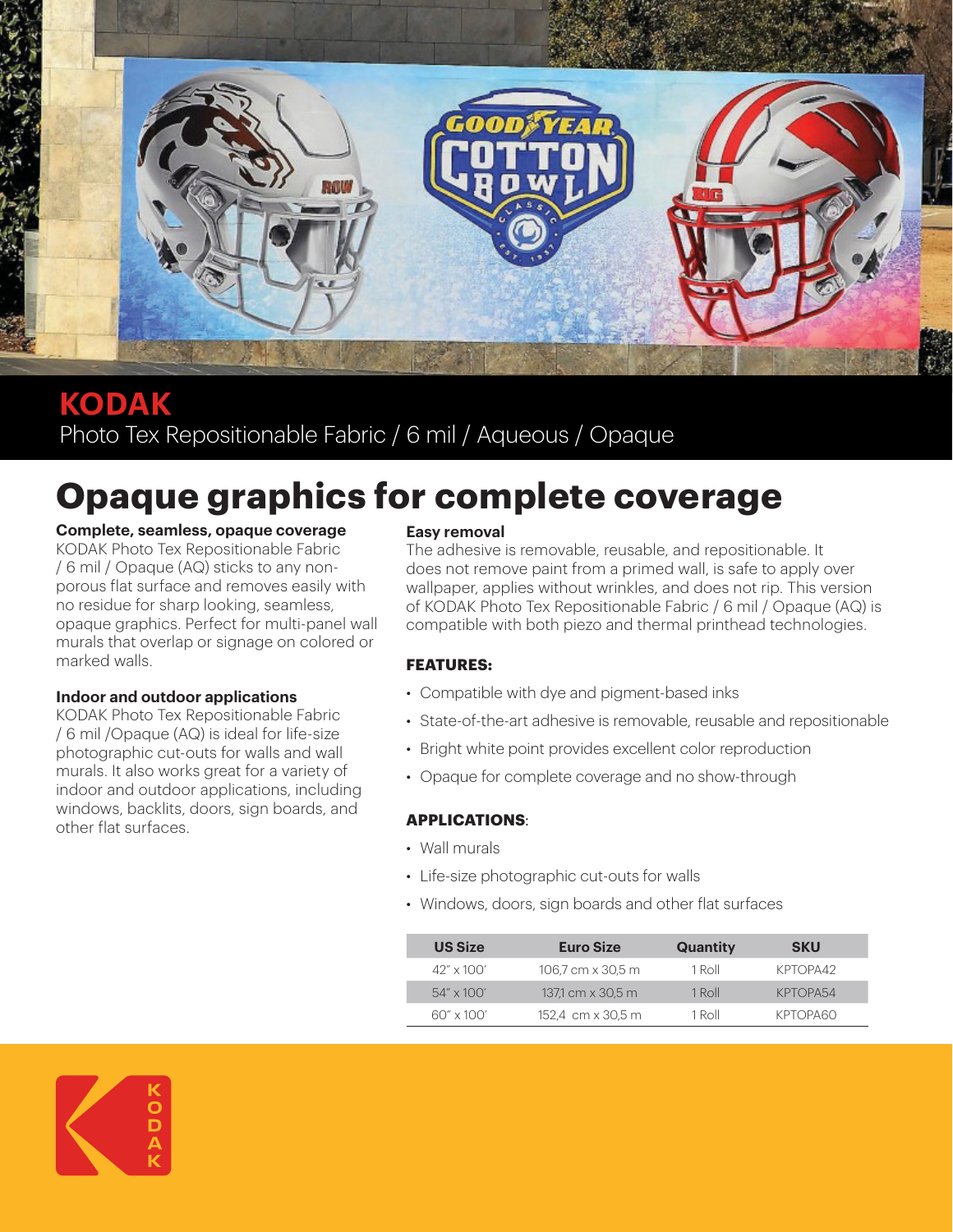# KODAK

Photo Tex Repositionable Fabric / 6 mil / Aqueous / Opaque

## Opaque graphics for complete coverage

**Complete, seamless, opaque coverage**
KODAK Photo Tex Repositionable Fabric / 6 mil / Opaque (AQ) sticks to any non-porous flat surface and removes easily with no residue for sharp looking, seamless, opaque graphics. Perfect for multi-panel wall murals that overlap or signage on colored or marked walls.

**Indoor and outdoor applications**
KODAK Photo Tex Repositionable Fabric / 6 mil /Opaque (AQ) is ideal for life-size photographic cut-outs for walls and wall murals. It also works great for a variety of indoor and outdoor applications, including windows, backlits, doors, sign boards, and other flat surfaces.

**Easy removal**
The adhesive is removable, reusable, and repositionable. It does not remove paint from a primed wall, is safe to apply over wallpaper, applies without wrinkles, and does not rip. This version of KODAK Photo Tex Repositionable Fabric / 6 mil / Opaque (AQ) is compatible with both piezo and thermal printhead technologies.

**FEATURES:**

- Compatible with dye and pigment-based inks
- State-of-the-art adhesive is removable, reusable and repositionable
- Bright white point provides excellent color reproduction
- Opaque for complete coverage and no show-through

**APPLICATIONS**:

- Wall murals
- Life-size photographic cut-outs for walls
- Windows, doors, sign boards and other flat surfaces

| US Size | Euro Size | Quantity | SKU |
|---|---|---|---|
| 42" x 100' | 106,7 cm x 30,5 m | 1 Roll | KPTOPA42 |
| 54" x 100' | 137,1 cm x 30,5 m | 1 Roll | KPTOPA54 |
| 60" x 100' | 152,4 cm x 30,5 m | 1 Roll | KPTOPA60 |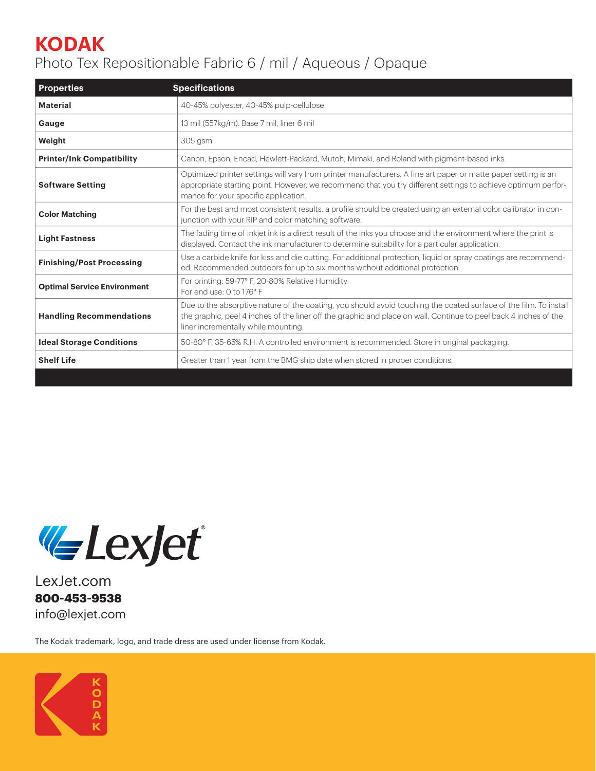# KODAK

Photo Tex Repositionable Fabric 6 / mil / Aqueous / Opaque

| Properties | Specifications |
| --- | --- |
| **Material** | 40-45% polyester, 40-45% pulp-cellulose |
| **Gauge** | 13 mil (557kg/m): Base 7 mil, liner 6 mil |
| **Weight** | 305 gsm |
| **Printer/Ink Compatibility** | Canon, Epson, Encad, Hewlett-Packard, Mutoh, Mimaki, and Roland with pigment-based inks. |
| **Software Setting** | Optimized printer settings will vary from printer manufacturers. A fine art paper or matte paper setting is an appropriate starting point. However, we recommend that you try different settings to achieve optimum performance for your specific application. |
| **Color Matching** | For the best and most consistent results, a profile should be created using an external color calibrator in conjunction with your RIP and color matching software. |
| **Light Fastness** | The fading time of inkjet ink is a direct result of the inks you choose and the environment where the print is displayed. Contact the ink manufacturer to determine suitability for a particular application. |
| **Finishing/Post Processing** | Use a carbide knife for kiss and die cutting. For additional protection, liquid or spray coatings are recommended. Recommended outdoors for up to six months without additional protection. |
| **Optimal Service Environment** | For printing: 59-77° F, 20-80% Relative Humidity<br>For end use: 0 to 176° F |
| **Handling Recommendations** | Due to the absorptive nature of the coating, you should avoid touching the coated surface of the film. To install the graphic, peel 4 inches of the liner off the graphic and place on wall. Continue to peel back 4 inches of the liner incrementally while mounting. |
| **Ideal Storage Conditions** | 50-80° F, 35-65% R.H. A controlled environment is recommended. Store in original packaging. |
| **Shelf Life** | Greater than 1 year from the BMG ship date when stored in proper conditions. |

LexJet®

LexJet.com

**800-453-9538**

info@lexjet.com

The Kodak trademark, logo, and trade dress are used under license from Kodak.

KODAK